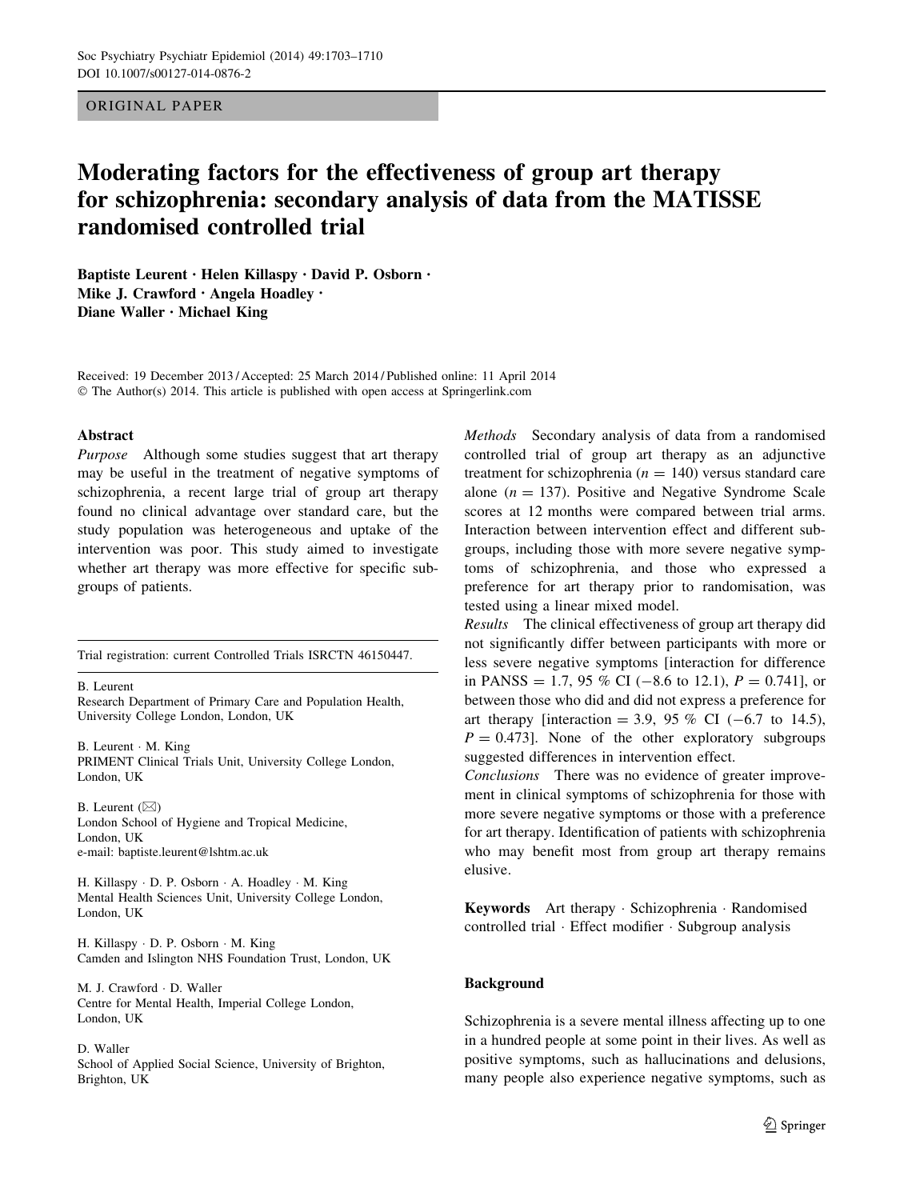ORIGINAL PAPER

# Moderating factors for the effectiveness of group art therapy for schizophrenia: secondary analysis of data from the MATISSE randomised controlled trial

Baptiste Leurent · Helen Killaspy · David P. Osborn · Mike J. Crawford · Angela Hoadley · Diane Waller · Michael King

Received: 19 December 2013 / Accepted: 25 March 2014 / Published online: 11 April 2014
© The Author(s) 2014. This article is published with open access at Springerlink.com

**Abstract**

*Purpose* Although some studies suggest that art therapy may be useful in the treatment of negative symptoms of schizophrenia, a recent large trial of group art therapy found no clinical advantage over standard care, but the study population was heterogeneous and uptake of the intervention was poor. This study aimed to investigate whether art therapy was more effective for specific subgroups of patients.

*Methods* Secondary analysis of data from a randomised controlled trial of group art therapy as an adjunctive treatment for schizophrenia ($n = 140$) versus standard care alone ($n = 137$). Positive and Negative Syndrome Scale scores at 12 months were compared between trial arms. Interaction between intervention effect and different subgroups, including those with more severe negative symptoms of schizophrenia, and those who expressed a preference for art therapy prior to randomisation, was tested using a linear mixed model.

*Results* The clinical effectiveness of group art therapy did not significantly differ between participants with more or less severe negative symptoms [interaction for difference in PANSS = 1.7, 95 % CI (−8.6 to 12.1), $P = 0.741$], or between those who did and did not express a preference for art therapy [interaction = 3.9, 95 % CI (−6.7 to 14.5), $P = 0.473$]. None of the other exploratory subgroups suggested differences in intervention effect.

*Conclusions* There was no evidence of greater improvement in clinical symptoms of schizophrenia for those with more severe negative symptoms or those with a preference for art therapy. Identification of patients with schizophrenia who may benefit most from group art therapy remains elusive.

**Keywords** Art therapy · Schizophrenia · Randomised controlled trial · Effect modifier · Subgroup analysis

Trial registration: current Controlled Trials ISRCTN 46150447.

B. Leurent
Research Department of Primary Care and Population Health, University College London, London, UK

B. Leurent · M. King
PRIMENT Clinical Trials Unit, University College London, London, UK

B. Leurent (✉)
London School of Hygiene and Tropical Medicine, London, UK
e-mail: baptiste.leurent@lshtm.ac.uk

H. Killaspy · D. P. Osborn · A. Hoadley · M. King
Mental Health Sciences Unit, University College London, London, UK

H. Killaspy · D. P. Osborn · M. King
Camden and Islington NHS Foundation Trust, London, UK

M. J. Crawford · D. Waller
Centre for Mental Health, Imperial College London, London, UK

D. Waller
School of Applied Social Science, University of Brighton, Brighton, UK

## Background

Schizophrenia is a severe mental illness affecting up to one in a hundred people at some point in their lives. As well as positive symptoms, such as hallucinations and delusions, many people also experience negative symptoms, such as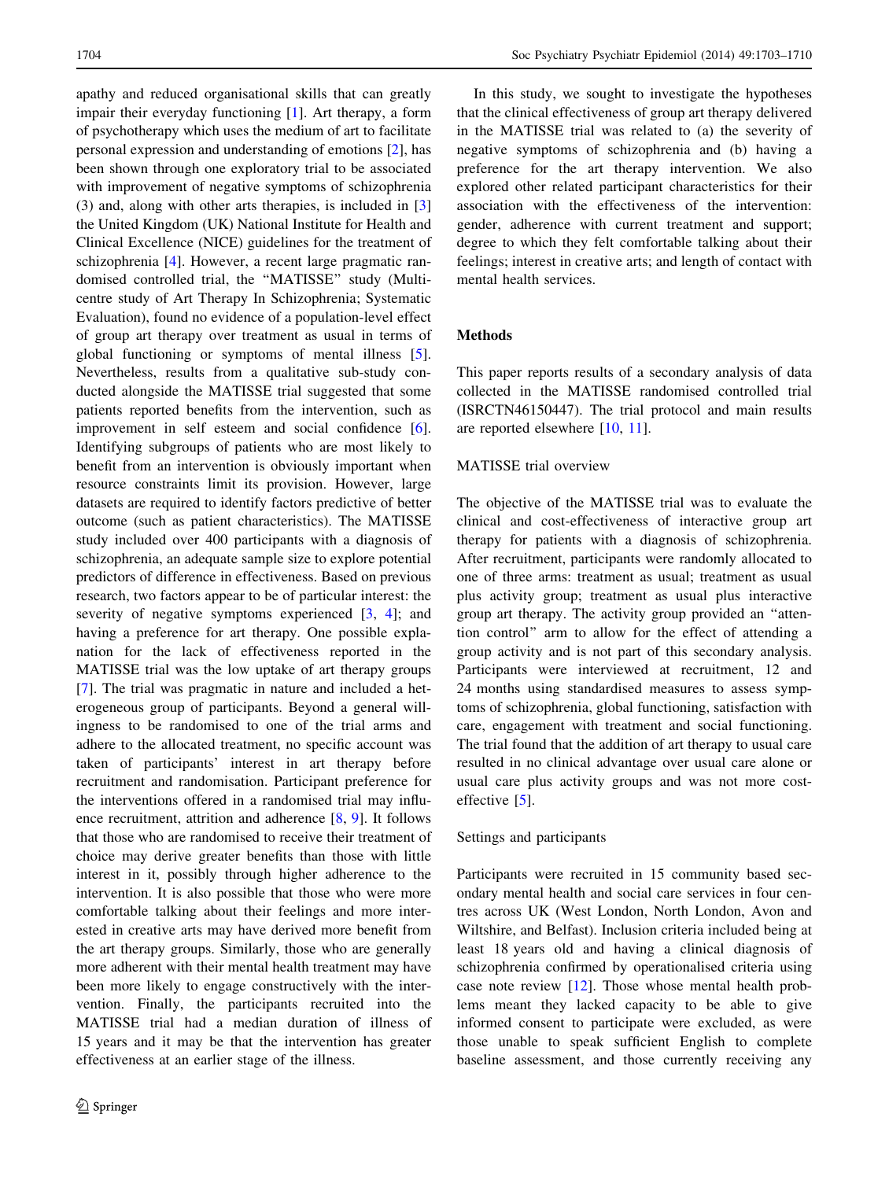apathy and reduced organisational skills that can greatly impair their everyday functioning [1]. Art therapy, a form of psychotherapy which uses the medium of art to facilitate personal expression and understanding of emotions [2], has been shown through one exploratory trial to be associated with improvement of negative symptoms of schizophrenia (3) and, along with other arts therapies, is included in [3] the United Kingdom (UK) National Institute for Health and Clinical Excellence (NICE) guidelines for the treatment of schizophrenia [4]. However, a recent large pragmatic randomised controlled trial, the "MATISSE" study (Multi-centre study of Art Therapy In Schizophrenia; Systematic Evaluation), found no evidence of a population-level effect of group art therapy over treatment as usual in terms of global functioning or symptoms of mental illness [5]. Nevertheless, results from a qualitative sub-study conducted alongside the MATISSE trial suggested that some patients reported benefits from the intervention, such as improvement in self esteem and social confidence [6]. Identifying subgroups of patients who are most likely to benefit from an intervention is obviously important when resource constraints limit its provision. However, large datasets are required to identify factors predictive of better outcome (such as patient characteristics). The MATISSE study included over 400 participants with a diagnosis of schizophrenia, an adequate sample size to explore potential predictors of difference in effectiveness. Based on previous research, two factors appear to be of particular interest: the severity of negative symptoms experienced [3, 4]; and having a preference for art therapy. One possible explanation for the lack of effectiveness reported in the MATISSE trial was the low uptake of art therapy groups [7]. The trial was pragmatic in nature and included a heterogeneous group of participants. Beyond a general willingness to be randomised to one of the trial arms and adhere to the allocated treatment, no specific account was taken of participants' interest in art therapy before recruitment and randomisation. Participant preference for the interventions offered in a randomised trial may influence recruitment, attrition and adherence [8, 9]. It follows that those who are randomised to receive their treatment of choice may derive greater benefits than those with little interest in it, possibly through higher adherence to the intervention. It is also possible that those who were more comfortable talking about their feelings and more interested in creative arts may have derived more benefit from the art therapy groups. Similarly, those who are generally more adherent with their mental health treatment may have been more likely to engage constructively with the intervention. Finally, the participants recruited into the MATISSE trial had a median duration of illness of 15 years and it may be that the intervention has greater effectiveness at an earlier stage of the illness.

In this study, we sought to investigate the hypotheses that the clinical effectiveness of group art therapy delivered in the MATISSE trial was related to (a) the severity of negative symptoms of schizophrenia and (b) having a preference for the art therapy intervention. We also explored other related participant characteristics for their association with the effectiveness of the intervention: gender, adherence with current treatment and support; degree to which they felt comfortable talking about their feelings; interest in creative arts; and length of contact with mental health services.

## Methods

This paper reports results of a secondary analysis of data collected in the MATISSE randomised controlled trial (ISRCTN46150447). The trial protocol and main results are reported elsewhere [10, 11].

### MATISSE trial overview

The objective of the MATISSE trial was to evaluate the clinical and cost-effectiveness of interactive group art therapy for patients with a diagnosis of schizophrenia. After recruitment, participants were randomly allocated to one of three arms: treatment as usual; treatment as usual plus activity group; treatment as usual plus interactive group art therapy. The activity group provided an "attention control" arm to allow for the effect of attending a group activity and is not part of this secondary analysis. Participants were interviewed at recruitment, 12 and 24 months using standardised measures to assess symptoms of schizophrenia, global functioning, satisfaction with care, engagement with treatment and social functioning. The trial found that the addition of art therapy to usual care resulted in no clinical advantage over usual care alone or usual care plus activity groups and was not more cost-effective [5].

### Settings and participants

Participants were recruited in 15 community based secondary mental health and social care services in four centres across UK (West London, North London, Avon and Wiltshire, and Belfast). Inclusion criteria included being at least 18 years old and having a clinical diagnosis of schizophrenia confirmed by operationalised criteria using case note review [12]. Those whose mental health problems meant they lacked capacity to be able to give informed consent to participate were excluded, as were those unable to speak sufficient English to complete baseline assessment, and those currently receiving any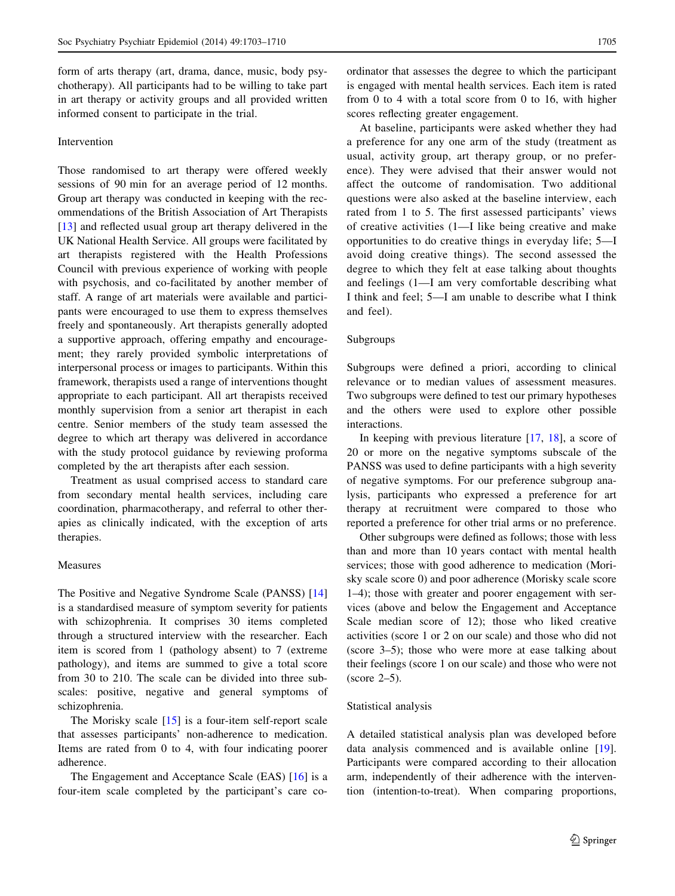form of arts therapy (art, drama, dance, music, body psychotherapy). All participants had to be willing to take part in art therapy or activity groups and all provided written informed consent to participate in the trial.

### Intervention

Those randomised to art therapy were offered weekly sessions of 90 min for an average period of 12 months. Group art therapy was conducted in keeping with the recommendations of the British Association of Art Therapists [13] and reflected usual group art therapy delivered in the UK National Health Service. All groups were facilitated by art therapists registered with the Health Professions Council with previous experience of working with people with psychosis, and co-facilitated by another member of staff. A range of art materials were available and participants were encouraged to use them to express themselves freely and spontaneously. Art therapists generally adopted a supportive approach, offering empathy and encouragement; they rarely provided symbolic interpretations of interpersonal process or images to participants. Within this framework, therapists used a range of interventions thought appropriate to each participant. All art therapists received monthly supervision from a senior art therapist in each centre. Senior members of the study team assessed the degree to which art therapy was delivered in accordance with the study protocol guidance by reviewing proforma completed by the art therapists after each session.

Treatment as usual comprised access to standard care from secondary mental health services, including care coordination, pharmacotherapy, and referral to other therapies as clinically indicated, with the exception of arts therapies.

### Measures

The Positive and Negative Syndrome Scale (PANSS) [14] is a standardised measure of symptom severity for patients with schizophrenia. It comprises 30 items completed through a structured interview with the researcher. Each item is scored from 1 (pathology absent) to 7 (extreme pathology), and items are summed to give a total score from 30 to 210. The scale can be divided into three subscales: positive, negative and general symptoms of schizophrenia.

The Morisky scale [15] is a four-item self-report scale that assesses participants' non-adherence to medication. Items are rated from 0 to 4, with four indicating poorer adherence.

The Engagement and Acceptance Scale (EAS) [16] is a four-item scale completed by the participant's care coordinator that assesses the degree to which the participant is engaged with mental health services. Each item is rated from 0 to 4 with a total score from 0 to 16, with higher scores reflecting greater engagement.

At baseline, participants were asked whether they had a preference for any one arm of the study (treatment as usual, activity group, art therapy group, or no preference). They were advised that their answer would not affect the outcome of randomisation. Two additional questions were also asked at the baseline interview, each rated from 1 to 5. The first assessed participants' views of creative activities (1—I like being creative and make opportunities to do creative things in everyday life; 5—I avoid doing creative things). The second assessed the degree to which they felt at ease talking about thoughts and feelings (1—I am very comfortable describing what I think and feel; 5—I am unable to describe what I think and feel).

### Subgroups

Subgroups were defined a priori, according to clinical relevance or to median values of assessment measures. Two subgroups were defined to test our primary hypotheses and the others were used to explore other possible interactions.

In keeping with previous literature [17, 18], a score of 20 or more on the negative symptoms subscale of the PANSS was used to define participants with a high severity of negative symptoms. For our preference subgroup analysis, participants who expressed a preference for art therapy at recruitment were compared to those who reported a preference for other trial arms or no preference.

Other subgroups were defined as follows; those with less than and more than 10 years contact with mental health services; those with good adherence to medication (Morisky scale score 0) and poor adherence (Morisky scale score 1–4); those with greater and poorer engagement with services (above and below the Engagement and Acceptance Scale median score of 12); those who liked creative activities (score 1 or 2 on our scale) and those who did not (score 3–5); those who were more at ease talking about their feelings (score 1 on our scale) and those who were not (score 2–5).

### Statistical analysis

A detailed statistical analysis plan was developed before data analysis commenced and is available online [19]. Participants were compared according to their allocation arm, independently of their adherence with the intervention (intention-to-treat). When comparing proportions,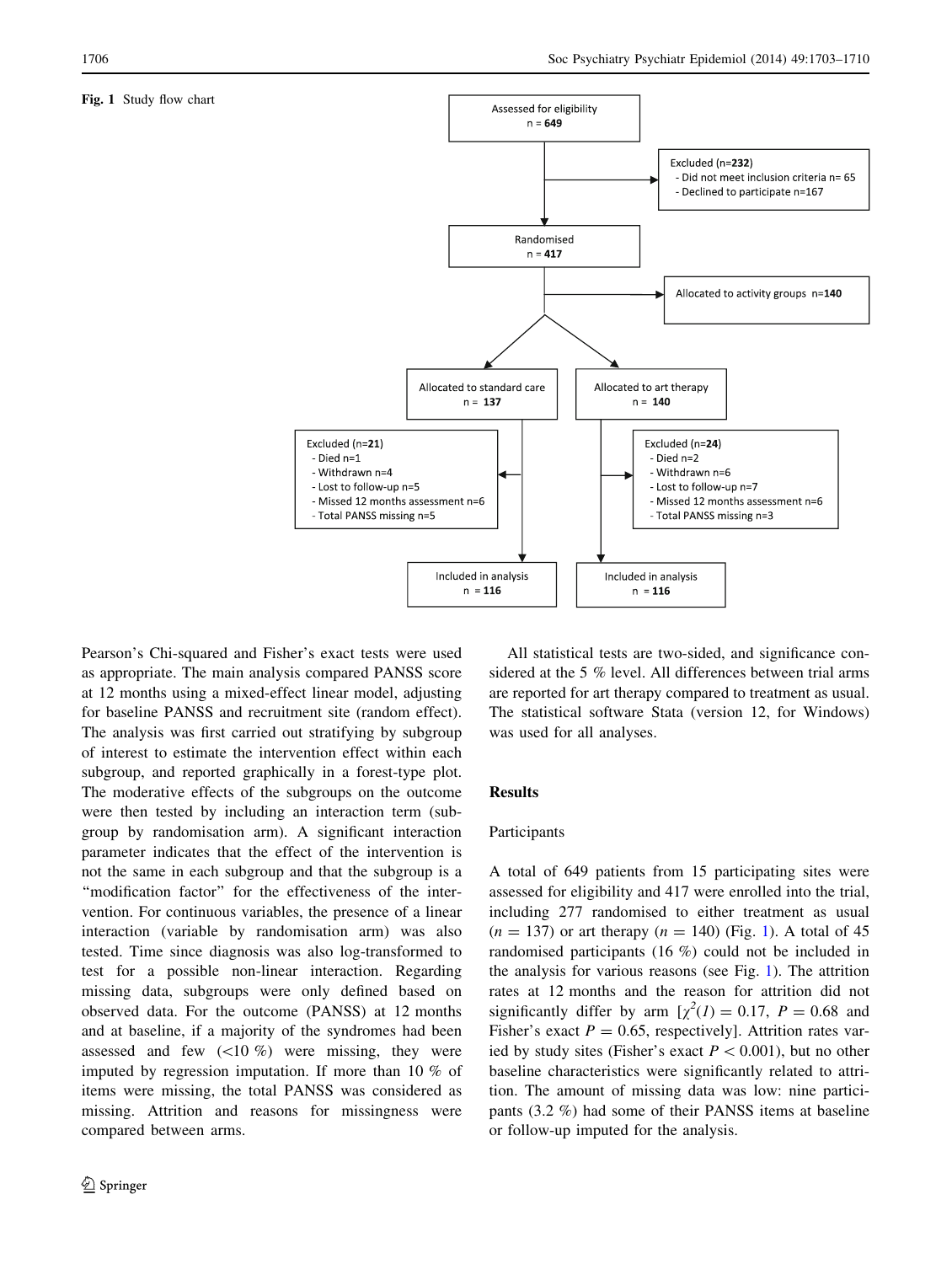**Fig. 1** Study flow chart

Assessed for eligibility
n = **649**

Excluded (n=**232**)
- Did not meet inclusion criteria n= 65
- Declined to participate n=167

Randomised
n = **417**

Allocated to activity groups n=**140**

Allocated to standard care
n = **137**

Allocated to art therapy
n = **140**

Excluded (n=**21**)
- Died n=1
- Withdrawn n=4
- Lost to follow-up n=5
- Missed 12 months assessment n=6
- Total PANSS missing n=5

Excluded (n=**24**)
- Died n=2
- Withdrawn n=6
- Lost to follow-up n=7
- Missed 12 months assessment n=6
- Total PANSS missing n=3

Included in analysis
n = **116**

Included in analysis
n = **116**

Pearson's Chi-squared and Fisher's exact tests were used as appropriate. The main analysis compared PANSS score at 12 months using a mixed-effect linear model, adjusting for baseline PANSS and recruitment site (random effect). The analysis was first carried out stratifying by subgroup of interest to estimate the intervention effect within each subgroup, and reported graphically in a forest-type plot. The moderative effects of the subgroups on the outcome were then tested by including an interaction term (subgroup by randomisation arm). A significant interaction parameter indicates that the effect of the intervention is not the same in each subgroup and that the subgroup is a "modification factor" for the effectiveness of the intervention. For continuous variables, the presence of a linear interaction (variable by randomisation arm) was also tested. Time since diagnosis was also log-transformed to test for a possible non-linear interaction. Regarding missing data, subgroups were only defined based on observed data. For the outcome (PANSS) at 12 months and at baseline, if a majority of the syndromes had been assessed and few (<10 %) were missing, they were imputed by regression imputation. If more than 10 % of items were missing, the total PANSS was considered as missing. Attrition and reasons for missingness were compared between arms.

All statistical tests are two-sided, and significance considered at the 5 % level. All differences between trial arms are reported for art therapy compared to treatment as usual. The statistical software Stata (version 12, for Windows) was used for all analyses.

## Results

### Participants

A total of 649 patients from 15 participating sites were assessed for eligibility and 417 were enrolled into the trial, including 277 randomised to either treatment as usual ($n = 137$) or art therapy ($n = 140$) (Fig. 1). A total of 45 randomised participants (16 %) could not be included in the analysis for various reasons (see Fig. 1). The attrition rates at 12 months and the reason for attrition did not significantly differ by arm [$\chi^2(1) = 0.17$, $P = 0.68$ and Fisher's exact $P = 0.65$, respectively]. Attrition rates varied by study sites (Fisher's exact $P < 0.001$), but no other baseline characteristics were significantly related to attrition. The amount of missing data was low: nine participants (3.2 %) had some of their PANSS items at baseline or follow-up imputed for the analysis.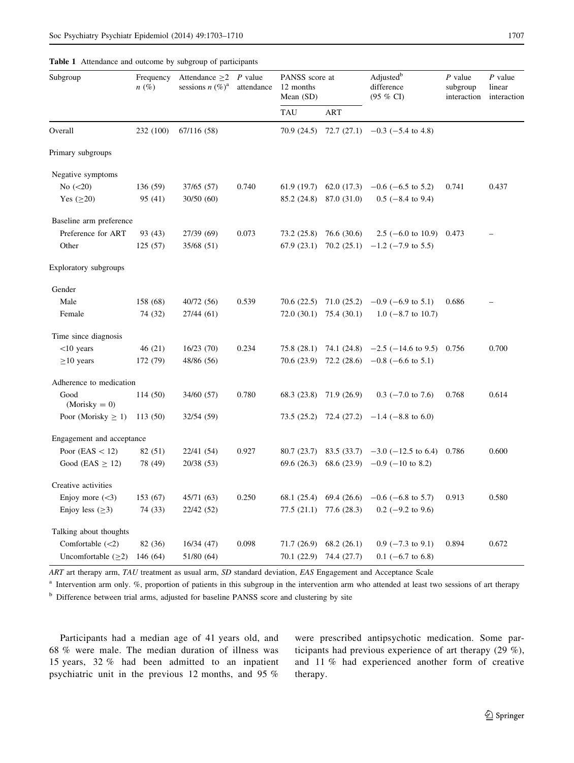**Table 1** Attendance and outcome by subgroup of participants

| Subgroup | Frequency $n$ (%) | Attendance ≥2 sessions $n$ (%)[a] | $P$ value attendance | PANSS score at 12 months Mean (SD) | | Adjusted[b] difference (95 % CI) | $P$ value subgroup interaction | $P$ value linear interaction |
|---|---|---|---|---|---|---|---|---|
| | | | | TAU | ART | | | |
| Overall | 232 (100) | 67/116 (58) | | 70.9 (24.5) | 72.7 (27.1) | −0.3 (−5.4 to 4.8) | | |
| Primary subgroups | | | | | | | | |
| Negative symptoms | | | | | | | | |
| No (<20) | 136 (59) | 37/65 (57) | 0.740 | 61.9 (19.7) | 62.0 (17.3) | −0.6 (−6.5 to 5.2) | 0.741 | 0.437 |
| Yes (≥20) | 95 (41) | 30/50 (60) | | 85.2 (24.8) | 87.0 (31.0) | 0.5 (−8.4 to 9.4) | | |
| Baseline arm preference | | | | | | | | |
| Preference for ART | 93 (43) | 27/39 (69) | 0.073 | 73.2 (25.8) | 76.6 (30.6) | 2.5 (−6.0 to 10.9) | 0.473 | – |
| Other | 125 (57) | 35/68 (51) | | 67.9 (23.1) | 70.2 (25.1) | −1.2 (−7.9 to 5.5) | | |
| Exploratory subgroups | | | | | | | | |
| Gender | | | | | | | | |
| Male | 158 (68) | 40/72 (56) | 0.539 | 70.6 (22.5) | 71.0 (25.2) | −0.9 (−6.9 to 5.1) | 0.686 | – |
| Female | 74 (32) | 27/44 (61) | | 72.0 (30.1) | 75.4 (30.1) | 1.0 (−8.7 to 10.7) | | |
| Time since diagnosis | | | | | | | | |
| <10 years | 46 (21) | 16/23 (70) | 0.234 | 75.8 (28.1) | 74.1 (24.8) | −2.5 (−14.6 to 9.5) | 0.756 | 0.700 |
| ≥10 years | 172 (79) | 48/86 (56) | | 70.6 (23.9) | 72.2 (28.6) | −0.8 (−6.6 to 5.1) | | |
| Adherence to medication | | | | | | | | |
| Good (Morisky = 0) | 114 (50) | 34/60 (57) | 0.780 | 68.3 (23.8) | 71.9 (26.9) | 0.3 (−7.0 to 7.6) | 0.768 | 0.614 |
| Poor (Morisky ≥ 1) | 113 (50) | 32/54 (59) | | 73.5 (25.2) | 72.4 (27.2) | −1.4 (−8.8 to 6.0) | | |
| Engagement and acceptance | | | | | | | | |
| Poor (EAS < 12) | 82 (51) | 22/41 (54) | 0.927 | 80.7 (23.7) | 83.5 (33.7) | −3.0 (−12.5 to 6.4) | 0.786 | 0.600 |
| Good (EAS ≥ 12) | 78 (49) | 20/38 (53) | | 69.6 (26.3) | 68.6 (23.9) | −0.9 (−10 to 8.2) | | |
| Creative activities | | | | | | | | |
| Enjoy more (<3) | 153 (67) | 45/71 (63) | 0.250 | 68.1 (25.4) | 69.4 (26.6) | −0.6 (−6.8 to 5.7) | 0.913 | 0.580 |
| Enjoy less (≥3) | 74 (33) | 22/42 (52) | | 77.5 (21.1) | 77.6 (28.3) | 0.2 (−9.2 to 9.6) | | |
| Talking about thoughts | | | | | | | | |
| Comfortable (<2) | 82 (36) | 16/34 (47) | 0.098 | 71.7 (26.9) | 68.2 (26.1) | 0.9 (−7.3 to 9.1) | 0.894 | 0.672 |
| Uncomfortable (≥2) | 146 (64) | 51/80 (64) | | 70.1 (22.9) | 74.4 (27.7) | 0.1 (−6.7 to 6.8) | | |

*ART* art therapy arm, *TAU* treatment as usual arm, *SD* standard deviation, *EAS* Engagement and Acceptance Scale

[a] Intervention arm only. %, proportion of patients in this subgroup in the intervention arm who attended at least two sessions of art therapy

[b] Difference between trial arms, adjusted for baseline PANSS score and clustering by site

Participants had a median age of 41 years old, and 68 % were male. The median duration of illness was 15 years, 32 % had been admitted to an inpatient psychiatric unit in the previous 12 months, and 95 % were prescribed antipsychotic medication. Some participants had previous experience of art therapy (29 %), and 11 % had experienced another form of creative therapy.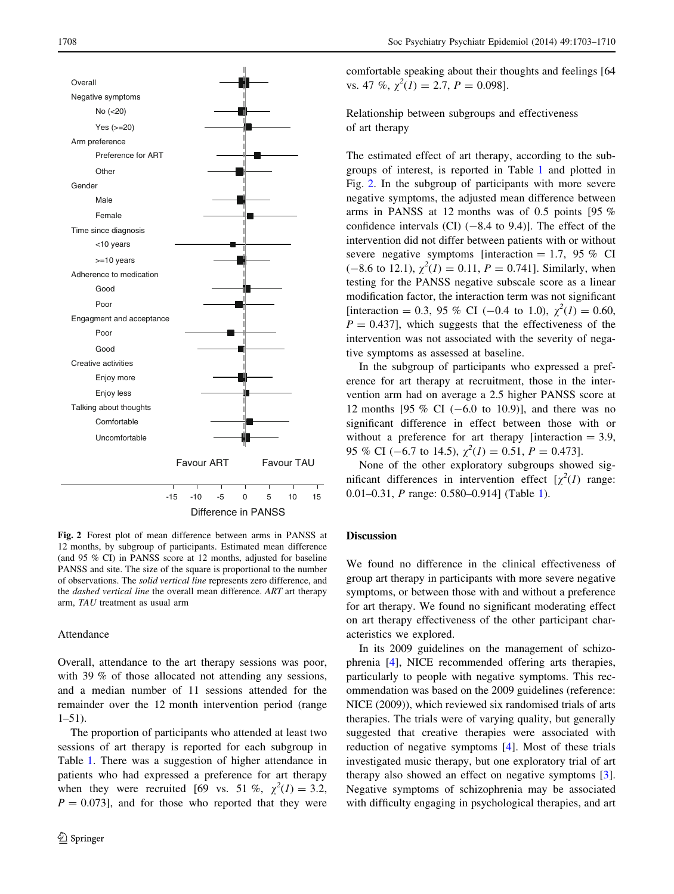Fig. 2 Forest plot of mean difference between arms in PANSS at 12 months, by subgroup of participants. Estimated mean difference (and 95 % CI) in PANSS score at 12 months, adjusted for baseline PANSS and site. The size of the square is proportional to the number of observations. The *solid vertical line* represents zero difference, and the *dashed vertical line* the overall mean difference. *ART* art therapy arm, *TAU* treatment as usual arm

### Attendance

Overall, attendance to the art therapy sessions was poor, with 39 % of those allocated not attending any sessions, and a median number of 11 sessions attended for the remainder over the 12 month intervention period (range 1–51).

The proportion of participants who attended at least two sessions of art therapy is reported for each subgroup in Table 1. There was a suggestion of higher attendance in patients who had expressed a preference for art therapy when they were recruited [69 vs. 51 %, $\chi^2(1) = 3.2$, $P = 0.073$], and for those who reported that they were comfortable speaking about their thoughts and feelings [64 vs. 47 %, $\chi^2(1) = 2.7$, $P = 0.098$].

### Relationship between subgroups and effectiveness of art therapy

The estimated effect of art therapy, according to the subgroups of interest, is reported in Table 1 and plotted in Fig. 2. In the subgroup of participants with more severe negative symptoms, the adjusted mean difference between arms in PANSS at 12 months was of 0.5 points [95 % confidence intervals (CI) (−8.4 to 9.4)]. The effect of the intervention did not differ between patients with or without severe negative symptoms [interaction = 1.7, 95 % CI (−8.6 to 12.1), $\chi^2(1) = 0.11$, $P = 0.741$]. Similarly, when testing for the PANSS negative subscale score as a linear modification factor, the interaction term was not significant [interaction = 0.3, 95 % CI (−0.4 to 1.0), $\chi^2(1) = 0.60$, $P = 0.437$], which suggests that the effectiveness of the intervention was not associated with the severity of negative symptoms as assessed at baseline.

In the subgroup of participants who expressed a preference for art therapy at recruitment, those in the intervention arm had on average a 2.5 higher PANSS score at 12 months [95 % CI (−6.0 to 10.9)], and there was no significant difference in effect between those with or without a preference for art therapy [interaction = 3.9, 95 % CI (−6.7 to 14.5), $\chi^2(1) = 0.51$, $P = 0.473$].

None of the other exploratory subgroups showed significant differences in intervention effect [$\chi^2(1)$ range: 0.01–0.31, $P$ range: 0.580–0.914] (Table 1).

## Discussion

We found no difference in the clinical effectiveness of group art therapy in participants with more severe negative symptoms, or between those with and without a preference for art therapy. We found no significant moderating effect on art therapy effectiveness of the other participant characteristics we explored.

In its 2009 guidelines on the management of schizophrenia [4], NICE recommended offering arts therapies, particularly to people with negative symptoms. This recommendation was based on the 2009 guidelines (reference: NICE (2009)), which reviewed six randomised trials of arts therapies. The trials were of varying quality, but generally suggested that creative therapies were associated with reduction of negative symptoms [4]. Most of these trials investigated music therapy, but one exploratory trial of art therapy also showed an effect on negative symptoms [3]. Negative symptoms of schizophrenia may be associated with difficulty engaging in psychological therapies, and art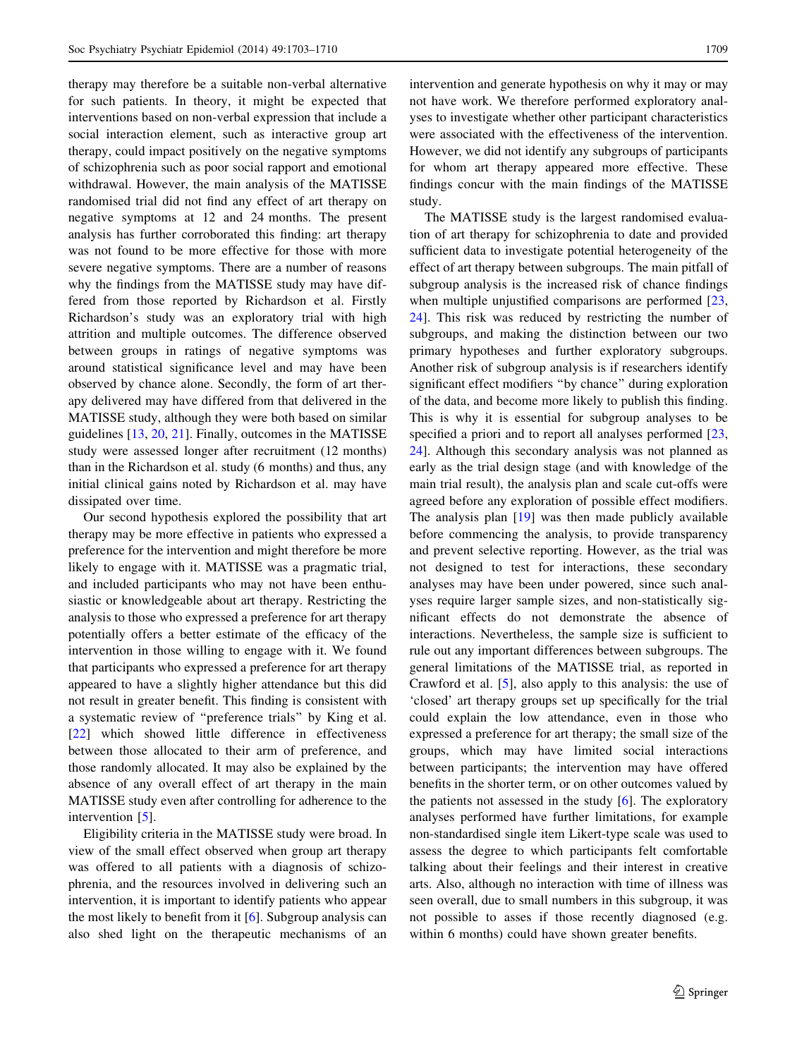therapy may therefore be a suitable non-verbal alternative for such patients. In theory, it might be expected that interventions based on non-verbal expression that include a social interaction element, such as interactive group art therapy, could impact positively on the negative symptoms of schizophrenia such as poor social rapport and emotional withdrawal. However, the main analysis of the MATISSE randomised trial did not find any effect of art therapy on negative symptoms at 12 and 24 months. The present analysis has further corroborated this finding: art therapy was not found to be more effective for those with more severe negative symptoms. There are a number of reasons why the findings from the MATISSE study may have differed from those reported by Richardson et al. Firstly Richardson's study was an exploratory trial with high attrition and multiple outcomes. The difference observed between groups in ratings of negative symptoms was around statistical significance level and may have been observed by chance alone. Secondly, the form of art therapy delivered may have differed from that delivered in the MATISSE study, although they were both based on similar guidelines [13, 20, 21]. Finally, outcomes in the MATISSE study were assessed longer after recruitment (12 months) than in the Richardson et al. study (6 months) and thus, any initial clinical gains noted by Richardson et al. may have dissipated over time.

Our second hypothesis explored the possibility that art therapy may be more effective in patients who expressed a preference for the intervention and might therefore be more likely to engage with it. MATISSE was a pragmatic trial, and included participants who may not have been enthusiastic or knowledgeable about art therapy. Restricting the analysis to those who expressed a preference for art therapy potentially offers a better estimate of the efficacy of the intervention in those willing to engage with it. We found that participants who expressed a preference for art therapy appeared to have a slightly higher attendance but this did not result in greater benefit. This finding is consistent with a systematic review of "preference trials" by King et al. [22] which showed little difference in effectiveness between those allocated to their arm of preference, and those randomly allocated. It may also be explained by the absence of any overall effect of art therapy in the main MATISSE study even after controlling for adherence to the intervention [5].

Eligibility criteria in the MATISSE study were broad. In view of the small effect observed when group art therapy was offered to all patients with a diagnosis of schizophrenia, and the resources involved in delivering such an intervention, it is important to identify patients who appear the most likely to benefit from it [6]. Subgroup analysis can also shed light on the therapeutic mechanisms of an intervention and generate hypothesis on why it may or may not have work. We therefore performed exploratory analyses to investigate whether other participant characteristics were associated with the effectiveness of the intervention. However, we did not identify any subgroups of participants for whom art therapy appeared more effective. These findings concur with the main findings of the MATISSE study.

The MATISSE study is the largest randomised evaluation of art therapy for schizophrenia to date and provided sufficient data to investigate potential heterogeneity of the effect of art therapy between subgroups. The main pitfall of subgroup analysis is the increased risk of chance findings when multiple unjustified comparisons are performed [23, 24]. This risk was reduced by restricting the number of subgroups, and making the distinction between our two primary hypotheses and further exploratory subgroups. Another risk of subgroup analysis is if researchers identify significant effect modifiers "by chance" during exploration of the data, and become more likely to publish this finding. This is why it is essential for subgroup analyses to be specified a priori and to report all analyses performed [23, 24]. Although this secondary analysis was not planned as early as the trial design stage (and with knowledge of the main trial result), the analysis plan and scale cut-offs were agreed before any exploration of possible effect modifiers. The analysis plan [19] was then made publicly available before commencing the analysis, to provide transparency and prevent selective reporting. However, as the trial was not designed to test for interactions, these secondary analyses may have been under powered, since such analyses require larger sample sizes, and non-statistically significant effects do not demonstrate the absence of interactions. Nevertheless, the sample size is sufficient to rule out any important differences between subgroups. The general limitations of the MATISSE trial, as reported in Crawford et al. [5], also apply to this analysis: the use of 'closed' art therapy groups set up specifically for the trial could explain the low attendance, even in those who expressed a preference for art therapy; the small size of the groups, which may have limited social interactions between participants; the intervention may have offered benefits in the shorter term, or on other outcomes valued by the patients not assessed in the study [6]. The exploratory analyses performed have further limitations, for example non-standardised single item Likert-type scale was used to assess the degree to which participants felt comfortable talking about their feelings and their interest in creative arts. Also, although no interaction with time of illness was seen overall, due to small numbers in this subgroup, it was not possible to asses if those recently diagnosed (e.g. within 6 months) could have shown greater benefits.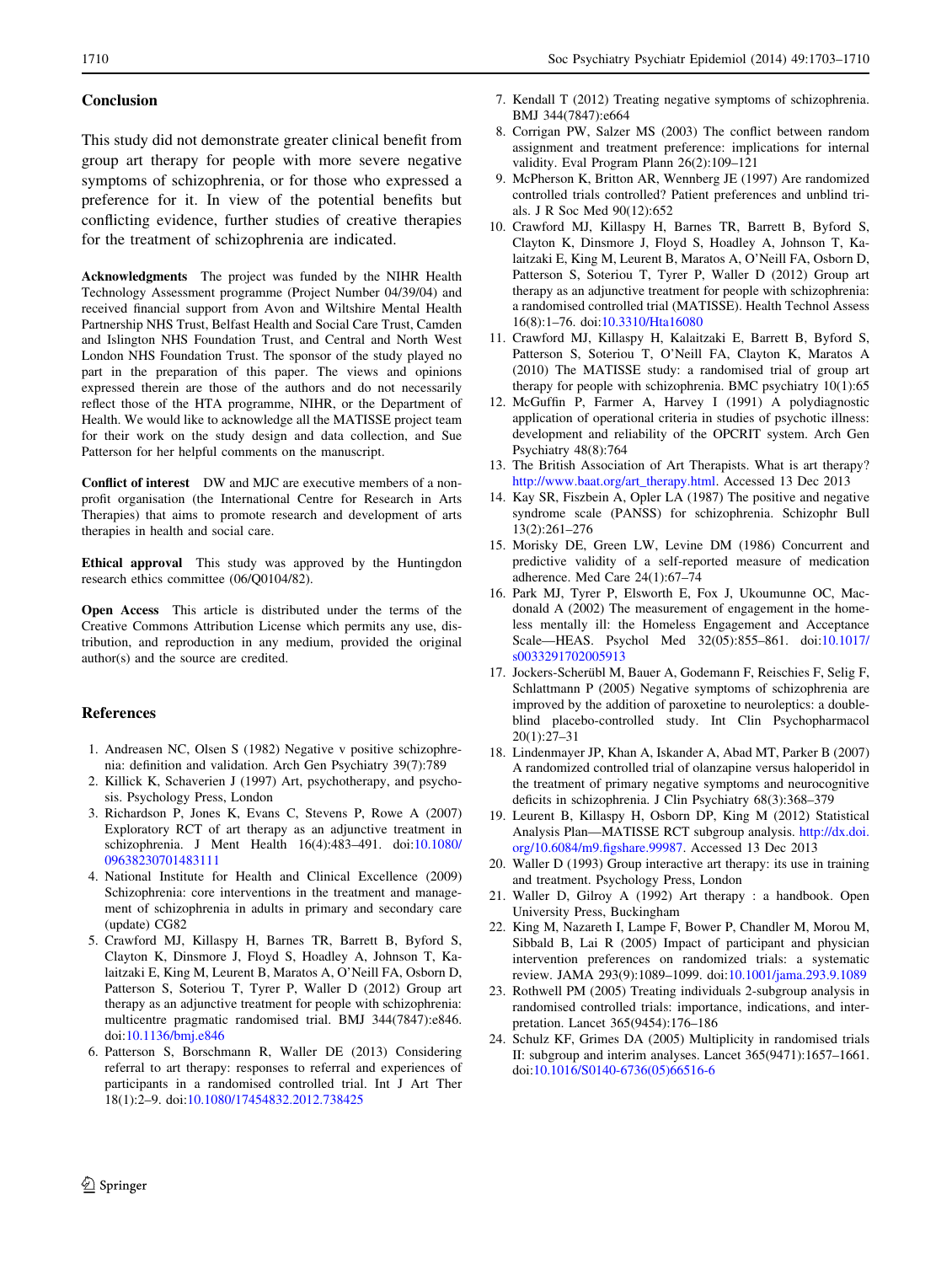## Conclusion

This study did not demonstrate greater clinical benefit from group art therapy for people with more severe negative symptoms of schizophrenia, or for those who expressed a preference for it. In view of the potential benefits but conflicting evidence, further studies of creative therapies for the treatment of schizophrenia are indicated.

**Acknowledgments** The project was funded by the NIHR Health Technology Assessment programme (Project Number 04/39/04) and received financial support from Avon and Wiltshire Mental Health Partnership NHS Trust, Belfast Health and Social Care Trust, Camden and Islington NHS Foundation Trust, and Central and North West London NHS Foundation Trust. The sponsor of the study played no part in the preparation of this paper. The views and opinions expressed therein are those of the authors and do not necessarily reflect those of the HTA programme, NIHR, or the Department of Health. We would like to acknowledge all the MATISSE project team for their work on the study design and data collection, and Sue Patterson for her helpful comments on the manuscript.

**Conflict of interest** DW and MJC are executive members of a non-profit organisation (the International Centre for Research in Arts Therapies) that aims to promote research and development of arts therapies in health and social care.

**Ethical approval** This study was approved by the Huntingdon research ethics committee (06/Q0104/82).

**Open Access** This article is distributed under the terms of the Creative Commons Attribution License which permits any use, distribution, and reproduction in any medium, provided the original author(s) and the source are credited.

## References

1. Andreasen NC, Olsen S (1982) Negative v positive schizophrenia: definition and validation. Arch Gen Psychiatry 39(7):789
2. Killick K, Schaverien J (1997) Art, psychotherapy, and psychosis. Psychology Press, London
3. Richardson P, Jones K, Evans C, Stevens P, Rowe A (2007) Exploratory RCT of art therapy as an adjunctive treatment in schizophrenia. J Ment Health 16(4):483–491. doi:10.1080/09638230701483111
4. National Institute for Health and Clinical Excellence (2009) Schizophrenia: core interventions in the treatment and management of schizophrenia in adults in primary and secondary care (update) CG82
5. Crawford MJ, Killaspy H, Barnes TR, Barrett B, Byford S, Clayton K, Dinsmore J, Floyd S, Hoadley A, Johnson T, Kalaitzaki E, King M, Leurent B, Maratos A, O'Neill FA, Osborn D, Patterson S, Soteriou T, Tyrer P, Waller D (2012) Group art therapy as an adjunctive treatment for people with schizophrenia: multicentre pragmatic randomised trial. BMJ 344(7847):e846. doi:10.1136/bmj.e846
6. Patterson S, Borschmann R, Waller DE (2013) Considering referral to art therapy: responses to referral and experiences of participants in a randomised controlled trial. Int J Art Ther 18(1):2–9. doi:10.1080/17454832.2012.738425
7. Kendall T (2012) Treating negative symptoms of schizophrenia. BMJ 344(7847):e664
8. Corrigan PW, Salzer MS (2003) The conflict between random assignment and treatment preference: implications for internal validity. Eval Program Plann 26(2):109–121
9. McPherson K, Britton AR, Wennberg JE (1997) Are randomized controlled trials controlled? Patient preferences and unblind trials. J R Soc Med 90(12):652
10. Crawford MJ, Killaspy H, Barnes TR, Barrett B, Byford S, Clayton K, Dinsmore J, Floyd S, Hoadley A, Johnson T, Kalaitzaki E, King M, Leurent B, Maratos A, O'Neill FA, Osborn D, Patterson S, Soteriou T, Tyrer P, Waller D (2012) Group art therapy as an adjunctive treatment for people with schizophrenia: a randomised controlled trial (MATISSE). Health Technol Assess 16(8):1–76. doi:10.3310/Hta16080
11. Crawford MJ, Killaspy H, Kalaitzaki E, Barrett B, Byford S, Patterson S, Soteriou T, O'Neill FA, Clayton K, Maratos A (2010) The MATISSE study: a randomised trial of group art therapy for people with schizophrenia. BMC psychiatry 10(1):65
12. McGuffin P, Farmer A, Harvey I (1991) A polydiagnostic application of operational criteria in studies of psychotic illness: development and reliability of the OPCRIT system. Arch Gen Psychiatry 48(8):764
13. The British Association of Art Therapists. What is art therapy? http://www.baat.org/art_therapy.html. Accessed 13 Dec 2013
14. Kay SR, Fiszbein A, Opler LA (1987) The positive and negative syndrome scale (PANSS) for schizophrenia. Schizophr Bull 13(2):261–276
15. Morisky DE, Green LW, Levine DM (1986) Concurrent and predictive validity of a self-reported measure of medication adherence. Med Care 24(1):67–74
16. Park MJ, Tyrer P, Elsworth E, Fox J, Ukoumunne OC, Macdonald A (2002) The measurement of engagement in the homeless mentally ill: the Homeless Engagement and Acceptance Scale—HEAS. Psychol Med 32(05):855–861. doi:10.1017/s0033291702005913
17. Jockers-Scherübl M, Bauer A, Godemann F, Reischies F, Selig F, Schlattmann P (2005) Negative symptoms of schizophrenia are improved by the addition of paroxetine to neuroleptics: a double-blind placebo-controlled study. Int Clin Psychopharmacol 20(1):27–31
18. Lindenmayer JP, Khan A, Iskander A, Abad MT, Parker B (2007) A randomized controlled trial of olanzapine versus haloperidol in the treatment of primary negative symptoms and neurocognitive deficits in schizophrenia. J Clin Psychiatry 68(3):368–379
19. Leurent B, Killaspy H, Osborn DP, King M (2012) Statistical Analysis Plan—MATISSE RCT subgroup analysis. http://dx.doi.org/10.6084/m9.figshare.99987. Accessed 13 Dec 2013
20. Waller D (1993) Group interactive art therapy: its use in training and treatment. Psychology Press, London
21. Waller D, Gilroy A (1992) Art therapy : a handbook. Open University Press, Buckingham
22. King M, Nazareth I, Lampe F, Bower P, Chandler M, Morou M, Sibbald B, Lai R (2005) Impact of participant and physician intervention preferences on randomized trials: a systematic review. JAMA 293(9):1089–1099. doi:10.1001/jama.293.9.1089
23. Rothwell PM (2005) Treating individuals 2-subgroup analysis in randomised controlled trials: importance, indications, and interpretation. Lancet 365(9454):176–186
24. Schulz KF, Grimes DA (2005) Multiplicity in randomised trials II: subgroup and interim analyses. Lancet 365(9471):1657–1661. doi:10.1016/S0140-6736(05)66516-6